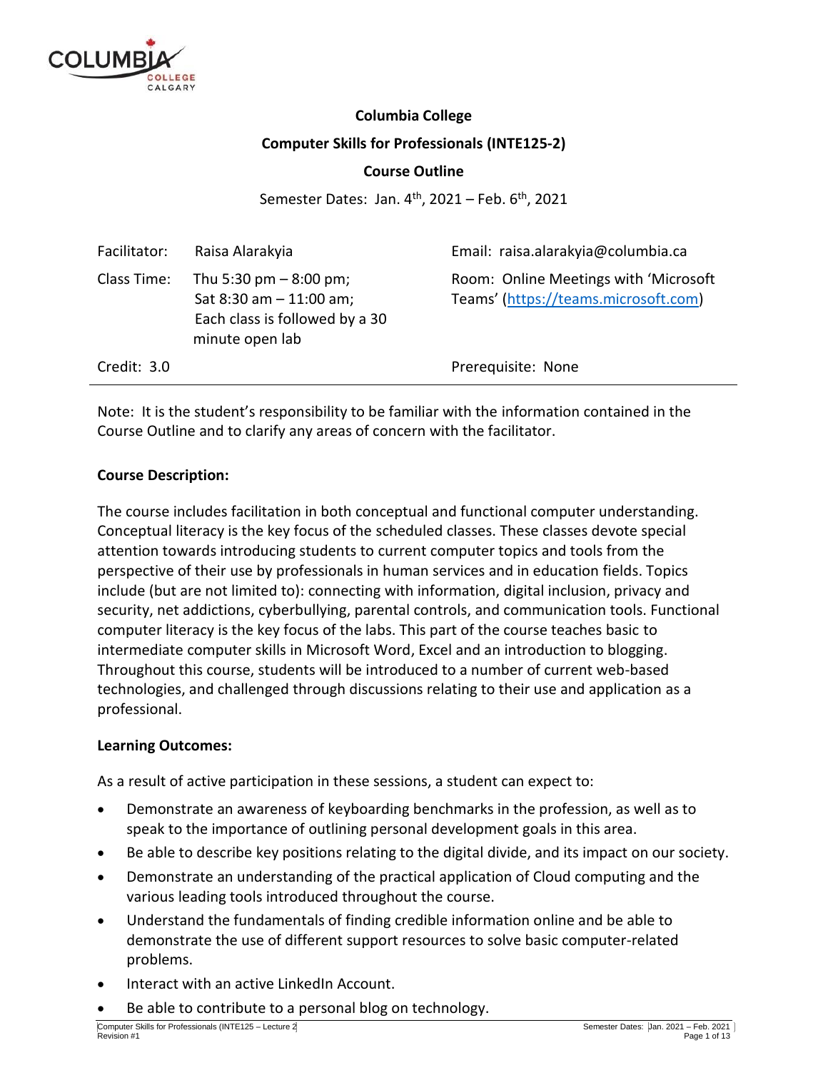# Columbia College

## Computer Skills for Professionals (INTE125-2)

## Course Outline

Semester Dates: Jan. 4th, 2021 – Feb. 6th, 2021

| | | |
|---|---|---|
| Facilitator: | Raisa Alarakyia | Email: raisa.alarakyia@columbia.ca |
| Class Time: | Thu 5:30 pm – 8:00 pm; Sat 8:30 am – 11:00 am; Each class is followed by a 30 minute open lab | Room: Online Meetings with 'Microsoft Teams' (https://teams.microsoft.com) |
| Credit: 3.0 | | Prerequisite: None |

Note: It is the student's responsibility to be familiar with the information contained in the Course Outline and to clarify any areas of concern with the facilitator.

**Course Description:**

The course includes facilitation in both conceptual and functional computer understanding. Conceptual literacy is the key focus of the scheduled classes. These classes devote special attention towards introducing students to current computer topics and tools from the perspective of their use by professionals in human services and in education fields. Topics include (but are not limited to): connecting with information, digital inclusion, privacy and security, net addictions, cyberbullying, parental controls, and communication tools. Functional computer literacy is the key focus of the labs. This part of the course teaches basic to intermediate computer skills in Microsoft Word, Excel and an introduction to blogging. Throughout this course, students will be introduced to a number of current web-based technologies, and challenged through discussions relating to their use and application as a professional.

**Learning Outcomes:**

As a result of active participation in these sessions, a student can expect to:

- Demonstrate an awareness of keyboarding benchmarks in the profession, as well as to speak to the importance of outlining personal development goals in this area.
- Be able to describe key positions relating to the digital divide, and its impact on our society.
- Demonstrate an understanding of the practical application of Cloud computing and the various leading tools introduced throughout the course.
- Understand the fundamentals of finding credible information online and be able to demonstrate the use of different support resources to solve basic computer-related problems.
- Interact with an active LinkedIn Account.
- Be able to contribute to a personal blog on technology.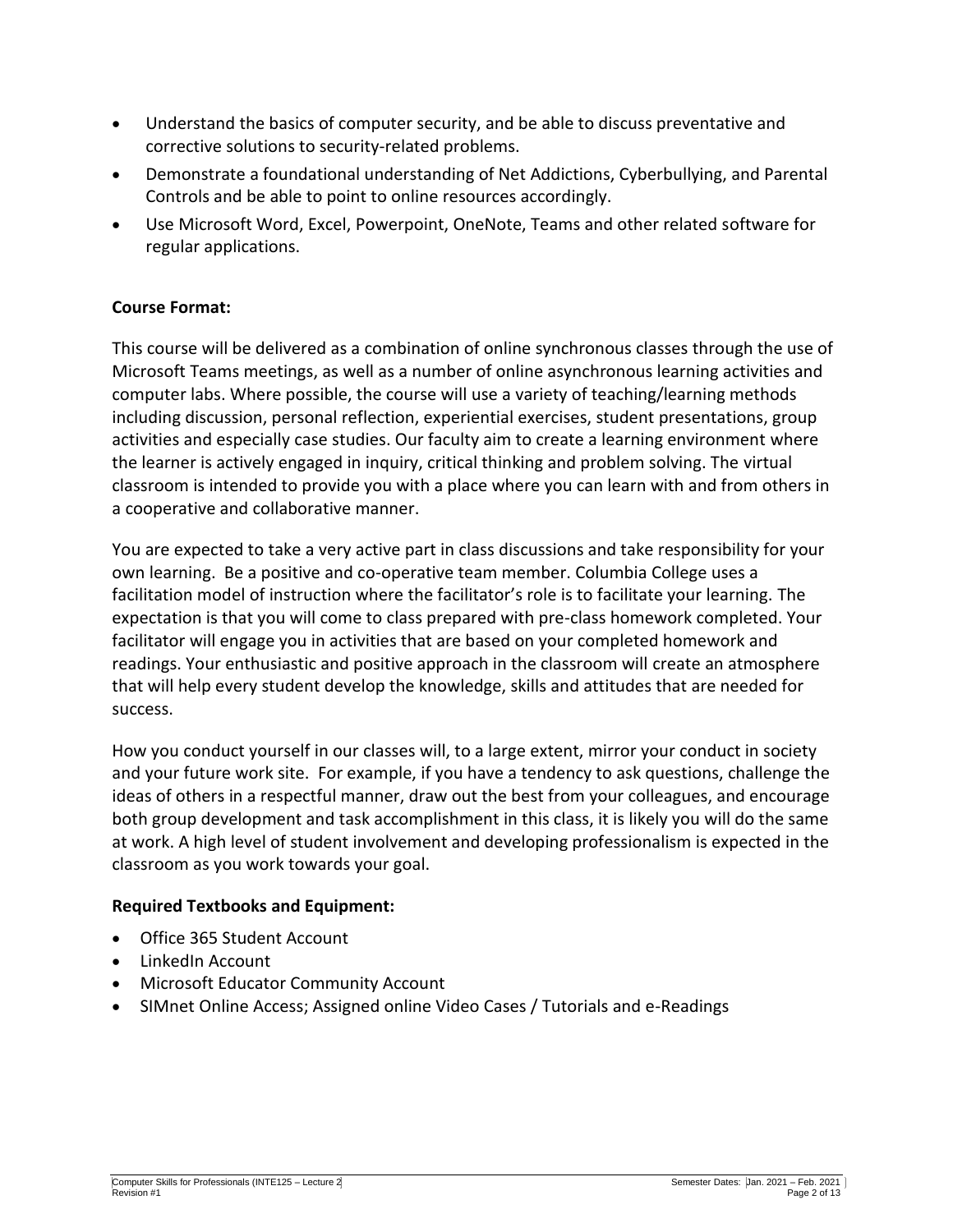- Understand the basics of computer security, and be able to discuss preventative and corrective solutions to security-related problems.
- Demonstrate a foundational understanding of Net Addictions, Cyberbullying, and Parental Controls and be able to point to online resources accordingly.
- Use Microsoft Word, Excel, Powerpoint, OneNote, Teams and other related software for regular applications.

**Course Format:**

This course will be delivered as a combination of online synchronous classes through the use of Microsoft Teams meetings, as well as a number of online asynchronous learning activities and computer labs. Where possible, the course will use a variety of teaching/learning methods including discussion, personal reflection, experiential exercises, student presentations, group activities and especially case studies. Our faculty aim to create a learning environment where the learner is actively engaged in inquiry, critical thinking and problem solving. The virtual classroom is intended to provide you with a place where you can learn with and from others in a cooperative and collaborative manner.

You are expected to take a very active part in class discussions and take responsibility for your own learning. Be a positive and co-operative team member. Columbia College uses a facilitation model of instruction where the facilitator's role is to facilitate your learning. The expectation is that you will come to class prepared with pre-class homework completed. Your facilitator will engage you in activities that are based on your completed homework and readings. Your enthusiastic and positive approach in the classroom will create an atmosphere that will help every student develop the knowledge, skills and attitudes that are needed for success.

How you conduct yourself in our classes will, to a large extent, mirror your conduct in society and your future work site. For example, if you have a tendency to ask questions, challenge the ideas of others in a respectful manner, draw out the best from your colleagues, and encourage both group development and task accomplishment in this class, it is likely you will do the same at work. A high level of student involvement and developing professionalism is expected in the classroom as you work towards your goal.

**Required Textbooks and Equipment:**

- Office 365 Student Account
- LinkedIn Account
- Microsoft Educator Community Account
- SIMnet Online Access; Assigned online Video Cases / Tutorials and e-Readings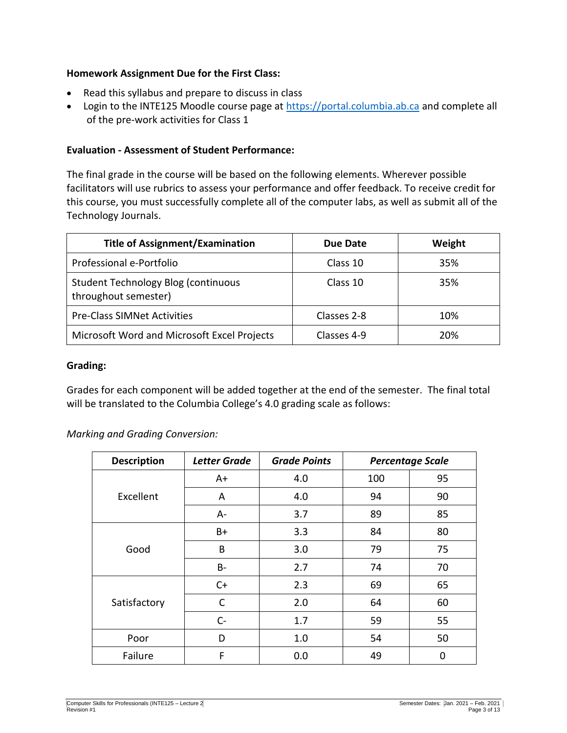**Homework Assignment Due for the First Class:**

- Read this syllabus and prepare to discuss in class
- Login to the INTE125 Moodle course page at https://portal.columbia.ab.ca and complete all of the pre-work activities for Class 1

**Evaluation - Assessment of Student Performance:**

The final grade in the course will be based on the following elements. Wherever possible facilitators will use rubrics to assess your performance and offer feedback. To receive credit for this course, you must successfully complete all of the computer labs, as well as submit all of the Technology Journals.

| Title of Assignment/Examination | Due Date | Weight |
| --- | --- | --- |
| Professional e-Portfolio | Class 10 | 35% |
| Student Technology Blog (continuous throughout semester) | Class 10 | 35% |
| Pre-Class SIMNet Activities | Classes 2-8 | 10% |
| Microsoft Word and Microsoft Excel Projects | Classes 4-9 | 20% |

**Grading:**

Grades for each component will be added together at the end of the semester. The final total will be translated to the Columbia College's 4.0 grading scale as follows:

*Marking and Grading Conversion:*

| Description | *Letter Grade* | *Grade Points* | *Percentage Scale* | |
| --- | --- | --- | --- | --- |
| Excellent | A+ | 4.0 | 100 | 95 |
| | A | 4.0 | 94 | 90 |
| | A- | 3.7 | 89 | 85 |
| Good | B+ | 3.3 | 84 | 80 |
| | B | 3.0 | 79 | 75 |
| | B- | 2.7 | 74 | 70 |
| Satisfactory | C+ | 2.3 | 69 | 65 |
| | C | 2.0 | 64 | 60 |
| | C- | 1.7 | 59 | 55 |
| Poor | D | 1.0 | 54 | 50 |
| Failure | F | 0.0 | 49 | 0 |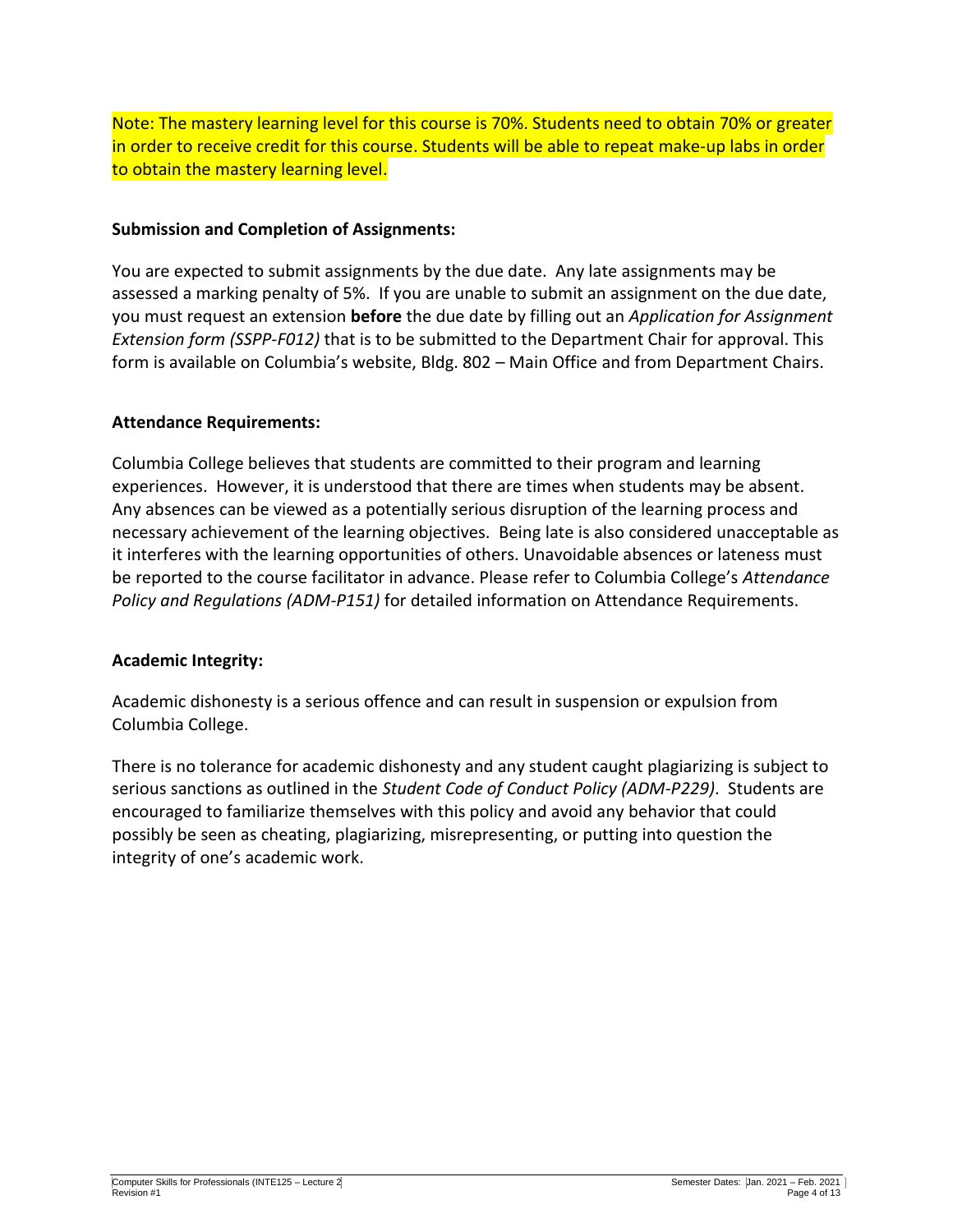Note: The mastery learning level for this course is 70%. Students need to obtain 70% or greater in order to receive credit for this course. Students will be able to repeat make-up labs in order to obtain the mastery learning level.

**Submission and Completion of Assignments:**

You are expected to submit assignments by the due date. Any late assignments may be assessed a marking penalty of 5%. If you are unable to submit an assignment on the due date, you must request an extension **before** the due date by filling out an *Application for Assignment Extension form (SSPP-F012)* that is to be submitted to the Department Chair for approval. This form is available on Columbia's website, Bldg. 802 – Main Office and from Department Chairs.

**Attendance Requirements:**

Columbia College believes that students are committed to their program and learning experiences. However, it is understood that there are times when students may be absent. Any absences can be viewed as a potentially serious disruption of the learning process and necessary achievement of the learning objectives. Being late is also considered unacceptable as it interferes with the learning opportunities of others. Unavoidable absences or lateness must be reported to the course facilitator in advance. Please refer to Columbia College's *Attendance Policy and Regulations (ADM-P151)* for detailed information on Attendance Requirements.

**Academic Integrity:**

Academic dishonesty is a serious offence and can result in suspension or expulsion from Columbia College.

There is no tolerance for academic dishonesty and any student caught plagiarizing is subject to serious sanctions as outlined in the *Student Code of Conduct Policy (ADM-P229)*. Students are encouraged to familiarize themselves with this policy and avoid any behavior that could possibly be seen as cheating, plagiarizing, misrepresenting, or putting into question the integrity of one's academic work.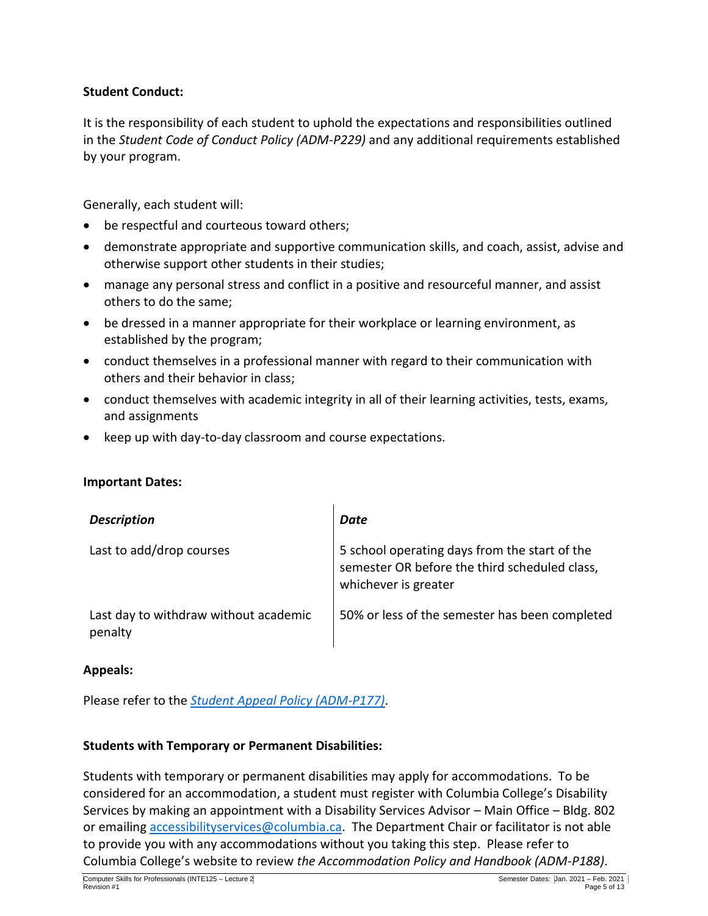### Student Conduct:

It is the responsibility of each student to uphold the expectations and responsibilities outlined in the *Student Code of Conduct Policy (ADM-P229)* and any additional requirements established by your program.

Generally, each student will:

- be respectful and courteous toward others;
- demonstrate appropriate and supportive communication skills, and coach, assist, advise and otherwise support other students in their studies;
- manage any personal stress and conflict in a positive and resourceful manner, and assist others to do the same;
- be dressed in a manner appropriate for their workplace or learning environment, as established by the program;
- conduct themselves in a professional manner with regard to their communication with others and their behavior in class;
- conduct themselves with academic integrity in all of their learning activities, tests, exams, and assignments
- keep up with day-to-day classroom and course expectations.

### Important Dates:

| *Description* | *Date* |
| --- | --- |
| Last to add/drop courses | 5 school operating days from the start of the semester OR before the third scheduled class, whichever is greater |
| Last day to withdraw without academic penalty | 50% or less of the semester has been completed |

### Appeals:

Please refer to the *Student Appeal Policy (ADM-P177)*.

### Students with Temporary or Permanent Disabilities:

Students with temporary or permanent disabilities may apply for accommodations. To be considered for an accommodation, a student must register with Columbia College's Disability Services by making an appointment with a Disability Services Advisor – Main Office – Bldg. 802 or emailing accessibilityservices@columbia.ca. The Department Chair or facilitator is not able to provide you with any accommodations without you taking this step. Please refer to Columbia College's website to review *the Accommodation Policy and Handbook (ADM-P188)*.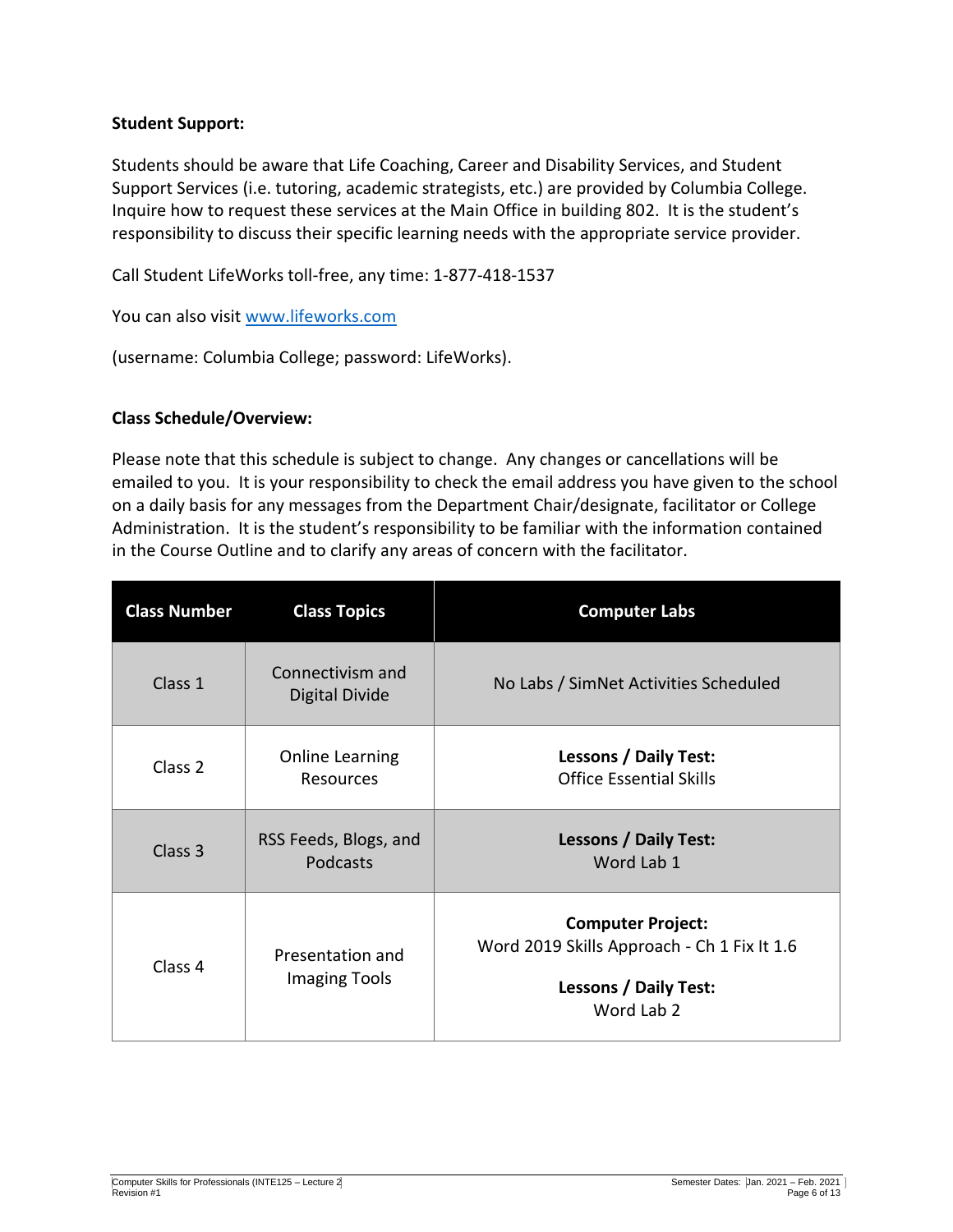**Student Support:**

Students should be aware that Life Coaching, Career and Disability Services, and Student Support Services (i.e. tutoring, academic strategists, etc.) are provided by Columbia College. Inquire how to request these services at the Main Office in building 802. It is the student's responsibility to discuss their specific learning needs with the appropriate service provider.

Call Student LifeWorks toll-free, any time: 1-877-418-1537

You can also visit [www.lifeworks.com](http://www.lifeworks.com)

(username: Columbia College; password: LifeWorks).

**Class Schedule/Overview:**

Please note that this schedule is subject to change. Any changes or cancellations will be emailed to you. It is your responsibility to check the email address you have given to the school on a daily basis for any messages from the Department Chair/designate, facilitator or College Administration. It is the student's responsibility to be familiar with the information contained in the Course Outline and to clarify any areas of concern with the facilitator.

| Class Number | Class Topics | Computer Labs |
|---|---|---|
| Class 1 | Connectivism and Digital Divide | No Labs / SimNet Activities Scheduled |
| Class 2 | Online Learning Resources | **Lessons / Daily Test:** Office Essential Skills |
| Class 3 | RSS Feeds, Blogs, and Podcasts | **Lessons / Daily Test:** Word Lab 1 |
| Class 4 | Presentation and Imaging Tools | **Computer Project:** Word 2019 Skills Approach - Ch 1 Fix It 1.6<br>**Lessons / Daily Test:** Word Lab 2 |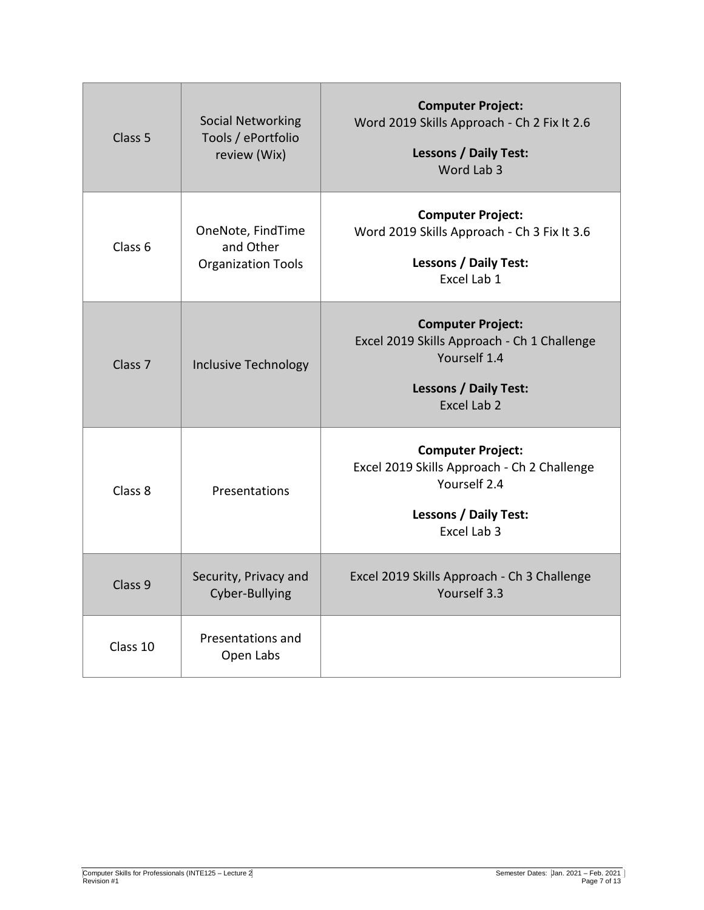| Class 5 | Social Networking Tools / ePortfolio review (Wix) | **Computer Project:** Word 2019 Skills Approach - Ch 2 Fix It 2.6<br><br>**Lessons / Daily Test:** Word Lab 3 |
|---|---|---|
| Class 6 | OneNote, FindTime and Other Organization Tools | **Computer Project:** Word 2019 Skills Approach - Ch 3 Fix It 3.6<br><br>**Lessons / Daily Test:** Excel Lab 1 |
| Class 7 | Inclusive Technology | **Computer Project:** Excel 2019 Skills Approach - Ch 1 Challenge Yourself 1.4<br><br>**Lessons / Daily Test:** Excel Lab 2 |
| Class 8 | Presentations | **Computer Project:** Excel 2019 Skills Approach - Ch 2 Challenge Yourself 2.4<br><br>**Lessons / Daily Test:** Excel Lab 3 |
| Class 9 | Security, Privacy and Cyber-Bullying | Excel 2019 Skills Approach - Ch 3 Challenge Yourself 3.3 |
| Class 10 | Presentations and Open Labs | |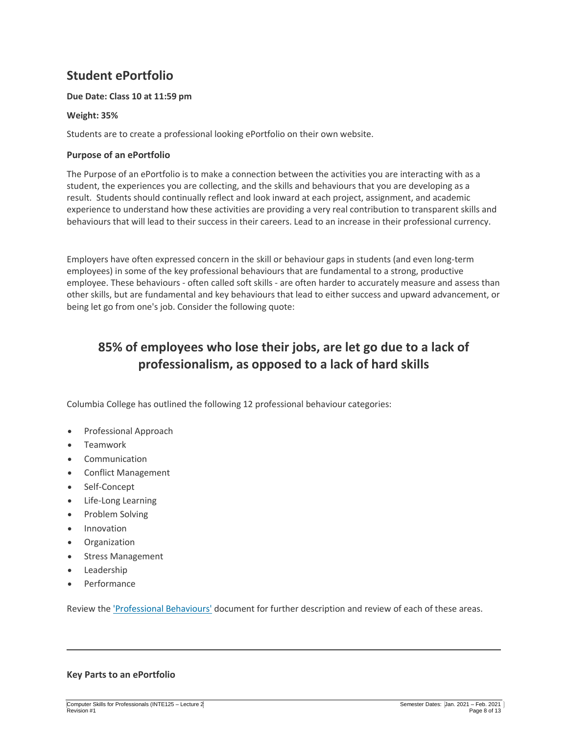## Student ePortfolio

**Due Date: Class 10 at 11:59 pm**

**Weight: 35%**

Students are to create a professional looking ePortfolio on their own website.

**Purpose of an ePortfolio**

The Purpose of an ePortfolio is to make a connection between the activities you are interacting with as a student, the experiences you are collecting, and the skills and behaviours that you are developing as a result. Students should continually reflect and look inward at each project, assignment, and academic experience to understand how these activities are providing a very real contribution to transparent skills and behaviours that will lead to their success in their careers. Lead to an increase in their professional currency.

Employers have often expressed concern in the skill or behaviour gaps in students (and even long-term employees) in some of the key professional behaviours that are fundamental to a strong, productive employee. These behaviours - often called soft skills - are often harder to accurately measure and assess than other skills, but are fundamental and key behaviours that lead to either success and upward advancement, or being let go from one's job. Consider the following quote:

## 85% of employees who lose their jobs, are let go due to a lack of professionalism, as opposed to a lack of hard skills

Columbia College has outlined the following 12 professional behaviour categories:

- Professional Approach
- Teamwork
- Communication
- Conflict Management
- Self-Concept
- Life-Long Learning
- Problem Solving
- Innovation
- Organization
- Stress Management
- Leadership
- Performance

Review the 'Professional Behaviours' document for further description and review of each of these areas.

---

**Key Parts to an ePortfolio**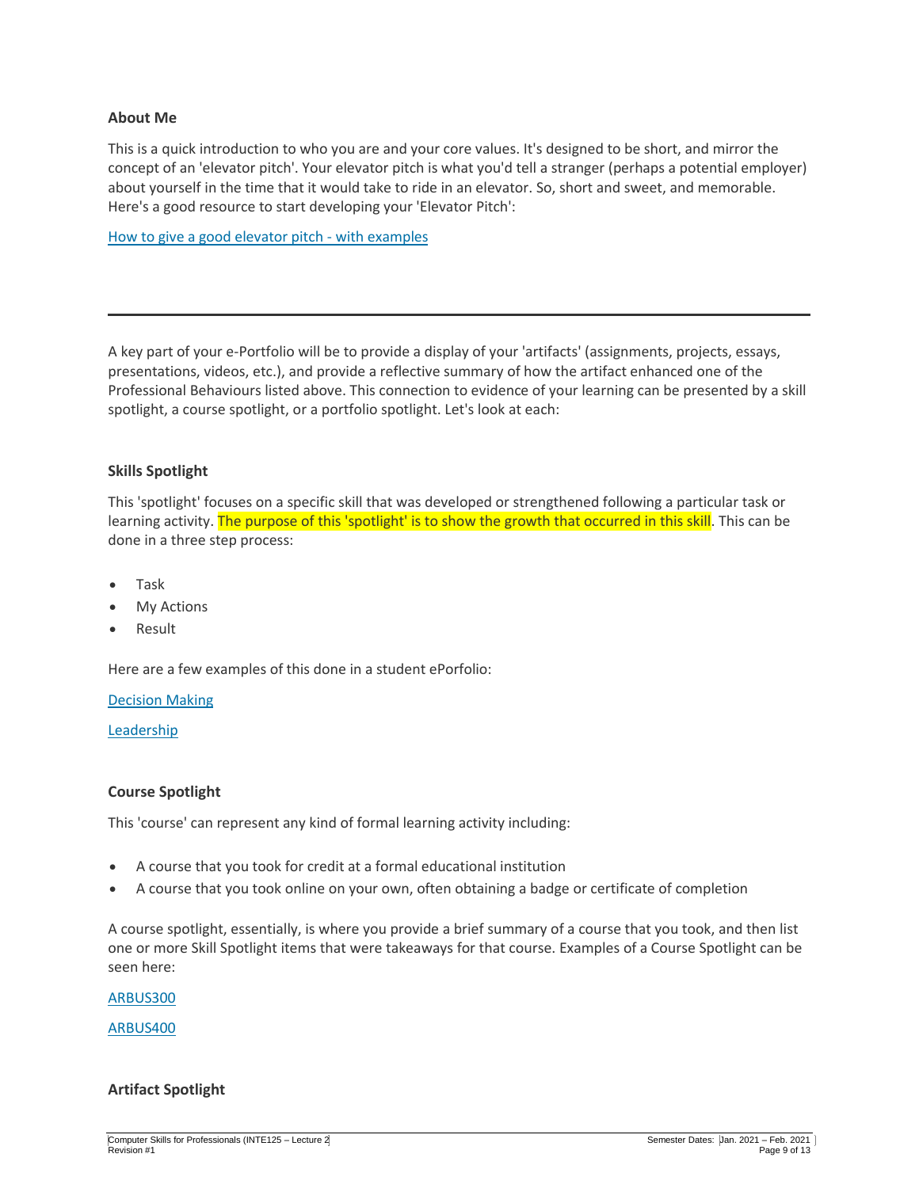### About Me

This is a quick introduction to who you are and your core values. It's designed to be short, and mirror the concept of an 'elevator pitch'. Your elevator pitch is what you'd tell a stranger (perhaps a potential employer) about yourself in the time that it would take to ride in an elevator. So, short and sweet, and memorable. Here's a good resource to start developing your 'Elevator Pitch':

How to give a good elevator pitch - with examples

---

A key part of your e-Portfolio will be to provide a display of your 'artifacts' (assignments, projects, essays, presentations, videos, etc.), and provide a reflective summary of how the artifact enhanced one of the Professional Behaviours listed above. This connection to evidence of your learning can be presented by a skill spotlight, a course spotlight, or a portfolio spotlight. Let's look at each:

### Skills Spotlight

This 'spotlight' focuses on a specific skill that was developed or strengthened following a particular task or learning activity. The purpose of this 'spotlight' is to show the growth that occurred in this skill. This can be done in a three step process:

- Task
- My Actions
- Result

Here are a few examples of this done in a student ePorfolio:

Decision Making

Leadership

### Course Spotlight

This 'course' can represent any kind of formal learning activity including:

- A course that you took for credit at a formal educational institution
- A course that you took online on your own, often obtaining a badge or certificate of completion

A course spotlight, essentially, is where you provide a brief summary of a course that you took, and then list one or more Skill Spotlight items that were takeaways for that course. Examples of a Course Spotlight can be seen here:

ARBUS300

ARBUS400

### Artifact Spotlight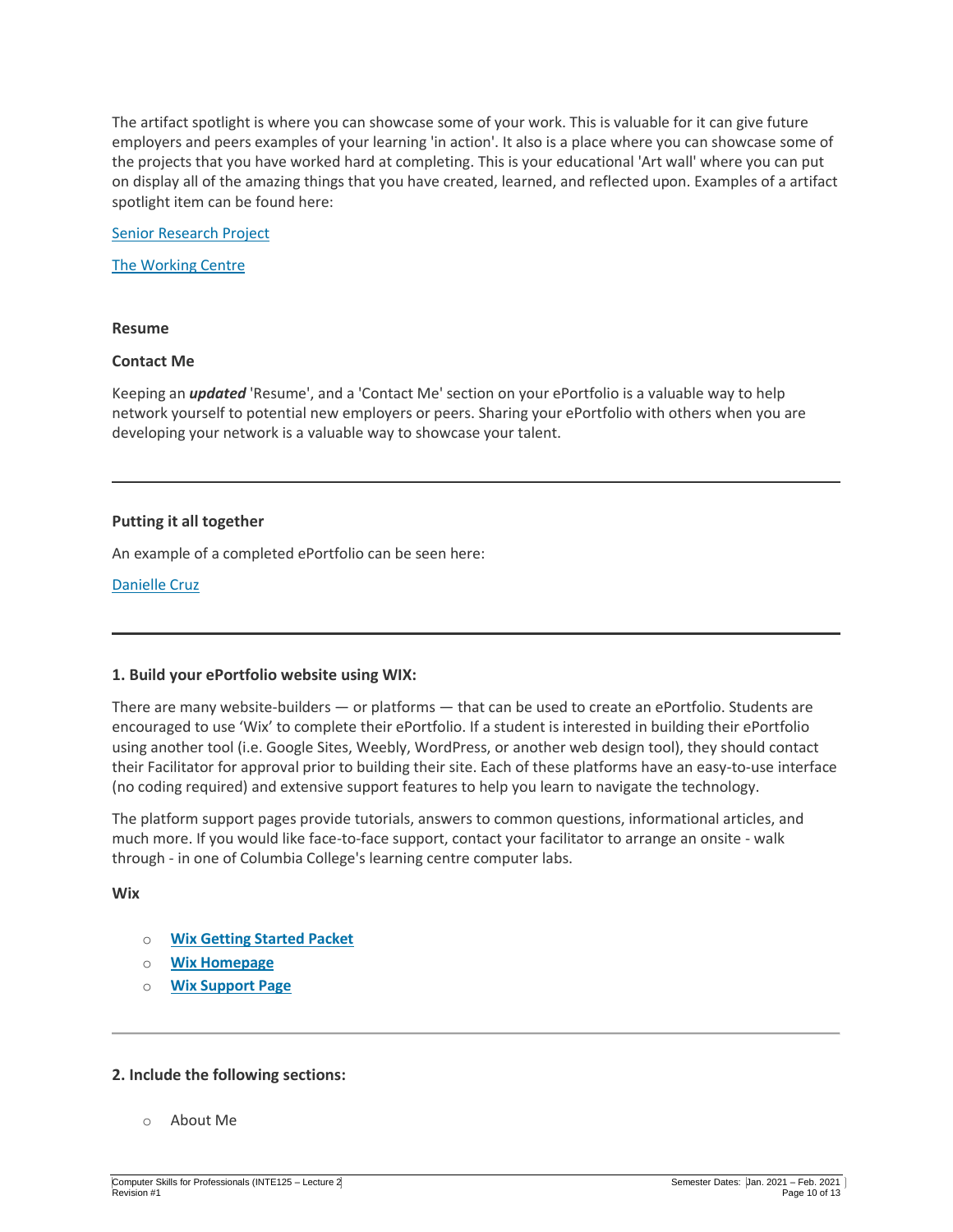The artifact spotlight is where you can showcase some of your work. This is valuable for it can give future employers and peers examples of your learning 'in action'. It also is a place where you can showcase some of the projects that you have worked hard at completing. This is your educational 'Art wall' where you can put on display all of the amazing things that you have created, learned, and reflected upon. Examples of a artifact spotlight item can be found here:

[Senior Research Project]

[The Working Centre]

**Resume**

**Contact Me**

Keeping an ***updated*** 'Resume', and a 'Contact Me' section on your ePortfolio is a valuable way to help network yourself to potential new employers or peers. Sharing your ePortfolio with others when you are developing your network is a valuable way to showcase your talent.

---

**Putting it all together**

An example of a completed ePortfolio can be seen here:

[Danielle Cruz]

---

**1. Build your ePortfolio website using WIX:**

There are many website-builders — or platforms — that can be used to create an ePortfolio. Students are encouraged to use 'Wix' to complete their ePortfolio. If a student is interested in building their ePortfolio using another tool (i.e. Google Sites, Weebly, WordPress, or another web design tool), they should contact their Facilitator for approval prior to building their site. Each of these platforms have an easy-to-use interface (no coding required) and extensive support features to help you learn to navigate the technology.

The platform support pages provide tutorials, answers to common questions, informational articles, and much more. If you would like face-to-face support, contact your facilitator to arrange an onsite - walk through - in one of Columbia College's learning centre computer labs.

**Wix**

- **[Wix Getting Started Packet]**
- **[Wix Homepage]**
- **[Wix Support Page]**

---

**2. Include the following sections:**

- About Me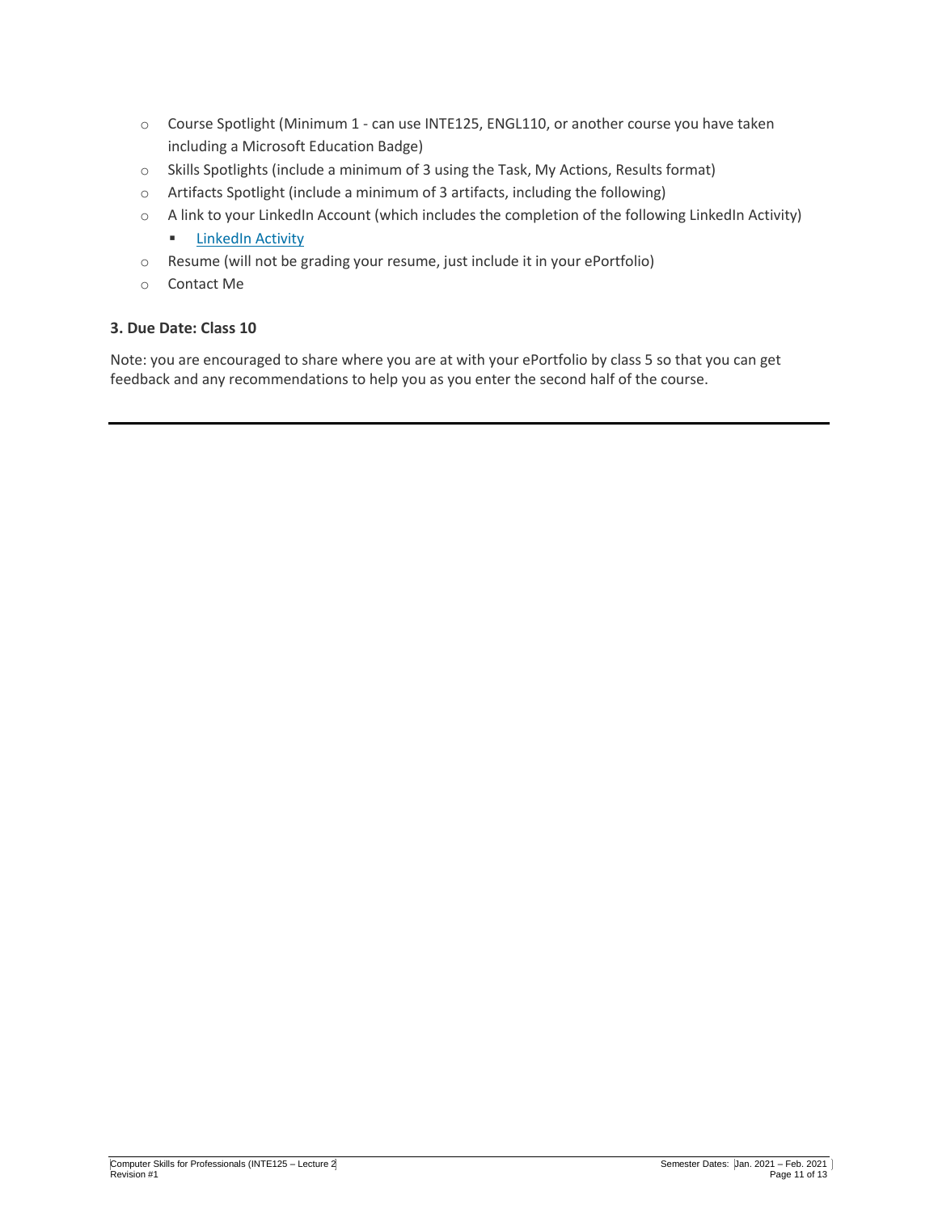- Course Spotlight (Minimum 1 - can use INTE125, ENGL110, or another course you have taken including a Microsoft Education Badge)
- Skills Spotlights (include a minimum of 3 using the Task, My Actions, Results format)
- Artifacts Spotlight (include a minimum of 3 artifacts, including the following)
- A link to your LinkedIn Account (which includes the completion of the following LinkedIn Activity)
  - LinkedIn Activity
- Resume (will not be grading your resume, just include it in your ePortfolio)
- Contact Me

### 3. Due Date: Class 10

Note: you are encouraged to share where you are at with your ePortfolio by class 5 so that you can get feedback and any recommendations to help you as you enter the second half of the course.

---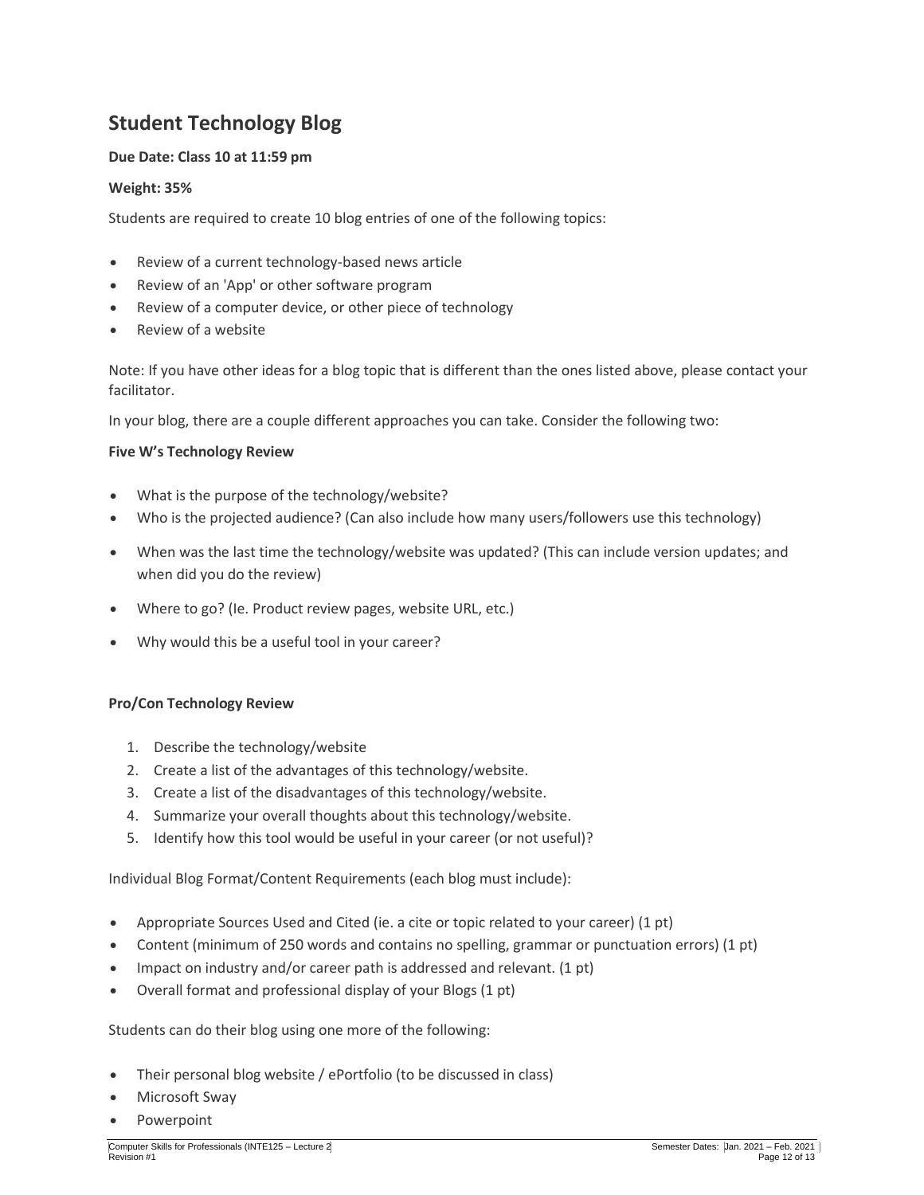## Student Technology Blog

**Due Date: Class 10 at 11:59 pm**

**Weight: 35%**

Students are required to create 10 blog entries of one of the following topics:

- Review of a current technology-based news article
- Review of an 'App' or other software program
- Review of a computer device, or other piece of technology
- Review of a website

Note: If you have other ideas for a blog topic that is different than the ones listed above, please contact your facilitator.

In your blog, there are a couple different approaches you can take. Consider the following two:

**Five W's Technology Review**

- What is the purpose of the technology/website?
- Who is the projected audience? (Can also include how many users/followers use this technology)
- When was the last time the technology/website was updated? (This can include version updates; and when did you do the review)
- Where to go? (Ie. Product review pages, website URL, etc.)
- Why would this be a useful tool in your career?

**Pro/Con Technology Review**

1. Describe the technology/website
2. Create a list of the advantages of this technology/website.
3. Create a list of the disadvantages of this technology/website.
4. Summarize your overall thoughts about this technology/website.
5. Identify how this tool would be useful in your career (or not useful)?

Individual Blog Format/Content Requirements (each blog must include):

- Appropriate Sources Used and Cited (ie. a cite or topic related to your career) (1 pt)
- Content (minimum of 250 words and contains no spelling, grammar or punctuation errors) (1 pt)
- Impact on industry and/or career path is addressed and relevant. (1 pt)
- Overall format and professional display of your Blogs (1 pt)

Students can do their blog using one more of the following:

- Their personal blog website / ePortfolio (to be discussed in class)
- Microsoft Sway
- Powerpoint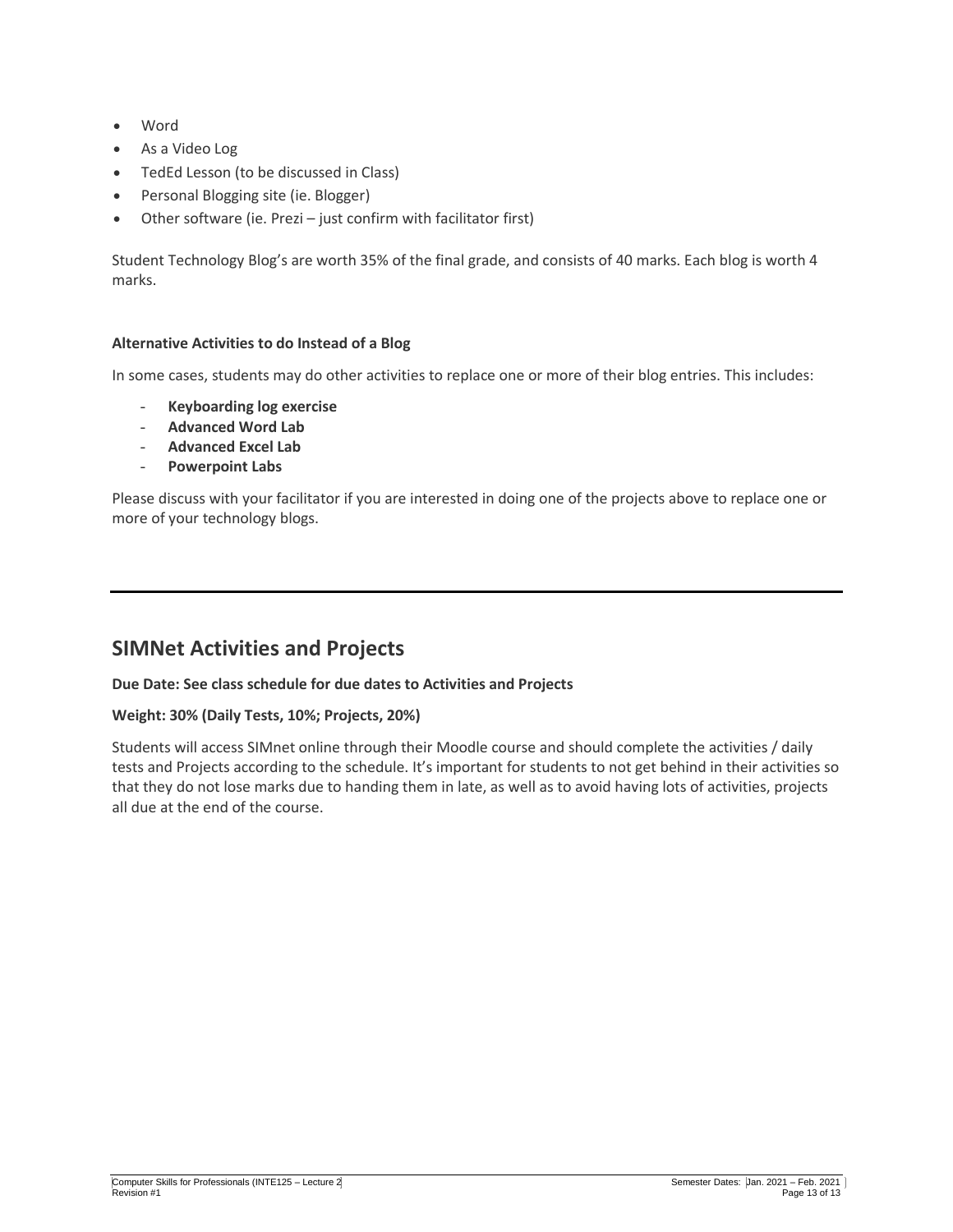- Word
- As a Video Log
- TedEd Lesson (to be discussed in Class)
- Personal Blogging site (ie. Blogger)
- Other software (ie. Prezi – just confirm with facilitator first)

Student Technology Blog's are worth 35% of the final grade, and consists of 40 marks. Each blog is worth 4 marks.

**Alternative Activities to do Instead of a Blog**

In some cases, students may do other activities to replace one or more of their blog entries. This includes:

- **Keyboarding log exercise**
- **Advanced Word Lab**
- **Advanced Excel Lab**
- **Powerpoint Labs**

Please discuss with your facilitator if you are interested in doing one of the projects above to replace one or more of your technology blogs.

---

## SIMNet Activities and Projects

**Due Date: See class schedule for due dates to Activities and Projects**

**Weight: 30% (Daily Tests, 10%; Projects, 20%)**

Students will access SIMnet online through their Moodle course and should complete the activities / daily tests and Projects according to the schedule. It's important for students to not get behind in their activities so that they do not lose marks due to handing them in late, as well as to avoid having lots of activities, projects all due at the end of the course.